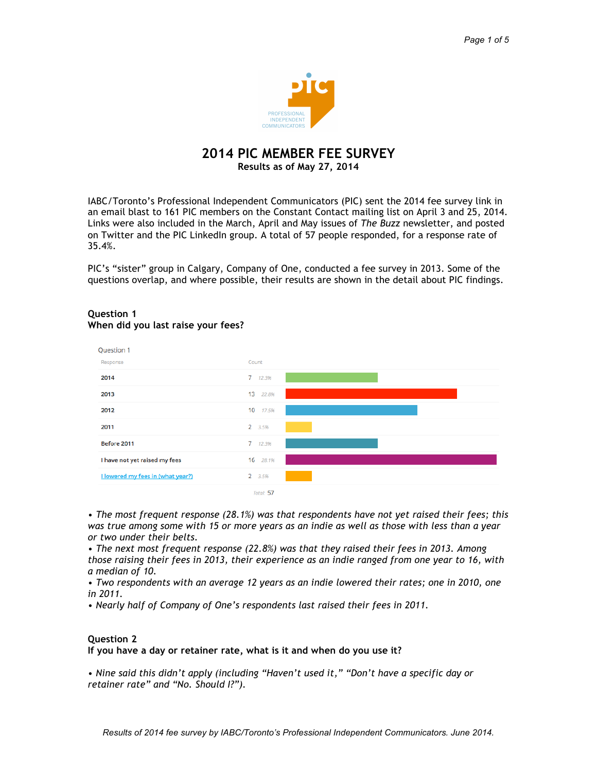# 2014 PIC MEMBER FEE SURVEY

**Results as of May 27, 2014**

IABC/Toronto's Professional Independent Communicators (PIC) sent the 2014 fee survey link in an email blast to 161 PIC members on the Constant Contact mailing list on April 3 and 25, 2014. Links were also included in the March, April and May issues of *The Buzz* newsletter, and posted on Twitter and the PIC LinkedIn group. A total of 57 people responded, for a response rate of 35.4%.

PIC's "sister" group in Calgary, Company of One, conducted a fee survey in 2013. Some of the questions overlap, and where possible, their results are shown in the detail about PIC findings.

## Question 1
**When did you last raise your fees?**

Question 1

| Response | Count | % |
|---|---|---|
| 2014 | 7 | 12.3% |
| 2013 | 13 | 22.8% |
| 2012 | 10 | 17.5% |
| 2011 | 2 | 3.5% |
| Before 2011 | 7 | 12.3% |
| I have not yet raised my fees | 16 | 28.1% |
| I lowered my fees in (what year?) | 2 | 3.5% |
| | Total 57 | |

- *The most frequent response (28.1%) was that respondents have not yet raised their fees; this was true among some with 15 or more years as an indie as well as those with less than a year or two under their belts.*
- *The next most frequent response (22.8%) was that they raised their fees in 2013. Among those raising their fees in 2013, their experience as an indie ranged from one year to 16, with a median of 10.*
- *Two respondents with an average 12 years as an indie lowered their rates; one in 2010, one in 2011.*
- *Nearly half of Company of One's respondents last raised their fees in 2011.*

## Question 2
**If you have a day or retainer rate, what is it and when do you use it?**

- *Nine said this didn't apply (including "Haven't used it," "Don't have a specific day or retainer rate" and "No. Should I?").*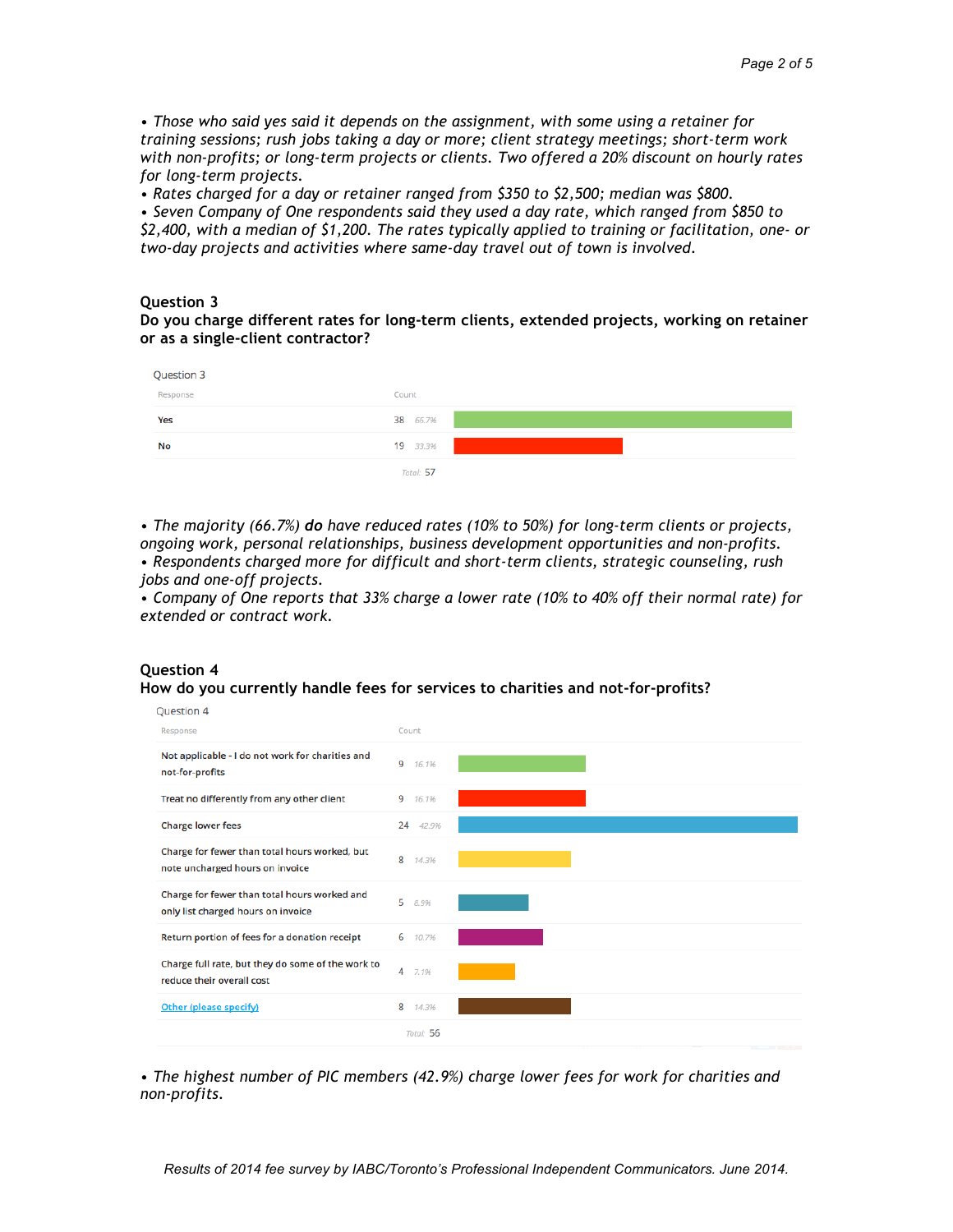*• Those who said yes said it depends on the assignment, with some using a retainer for training sessions; rush jobs taking a day or more; client strategy meetings; short-term work with non-profits; or long-term projects or clients. Two offered a 20% discount on hourly rates for long-term projects.*
*• Rates charged for a day or retainer ranged from $350 to $2,500; median was $800.*
*• Seven Company of One respondents said they used a day rate, which ranged from $850 to $2,400, with a median of $1,200. The rates typically applied to training or facilitation, one- or two-day projects and activities where same-day travel out of town is involved.*

**Question 3**
**Do you charge different rates for long-term clients, extended projects, working on retainer or as a single-client contractor?**

Question 3

| Response | Count | % |
|---|---|---|
| Yes | 38 | 66.7% |
| No | 19 | 33.3% |
| | Total: 57 | |

*• The majority (66.7%)* ***do*** *have reduced rates (10% to 50%) for long-term clients or projects, ongoing work, personal relationships, business development opportunities and non-profits.*
*• Respondents charged more for difficult and short-term clients, strategic counseling, rush jobs and one-off projects.*
*• Company of One reports that 33% charge a lower rate (10% to 40% off their normal rate) for extended or contract work.*

**Question 4**
**How do you currently handle fees for services to charities and not-for-profits?**

Question 4

| Response | Count | % |
|---|---|---|
| Not applicable - I do not work for charities and not-for-profits | 9 | 16.1% |
| Treat no differently from any other client | 9 | 16.1% |
| Charge lower fees | 24 | 42.9% |
| Charge for fewer than total hours worked, but note uncharged hours on invoice | 8 | 14.3% |
| Charge for fewer than total hours worked and only list charged hours on invoice | 5 | 8.9% |
| Return portion of fees for a donation receipt | 6 | 10.7% |
| Charge full rate, but they do some of the work to reduce their overall cost | 4 | 7.1% |
| Other (please specify) | 8 | 14.3% |
| | Total: 56 | |

*• The highest number of PIC members (42.9%) charge lower fees for work for charities and non-profits.*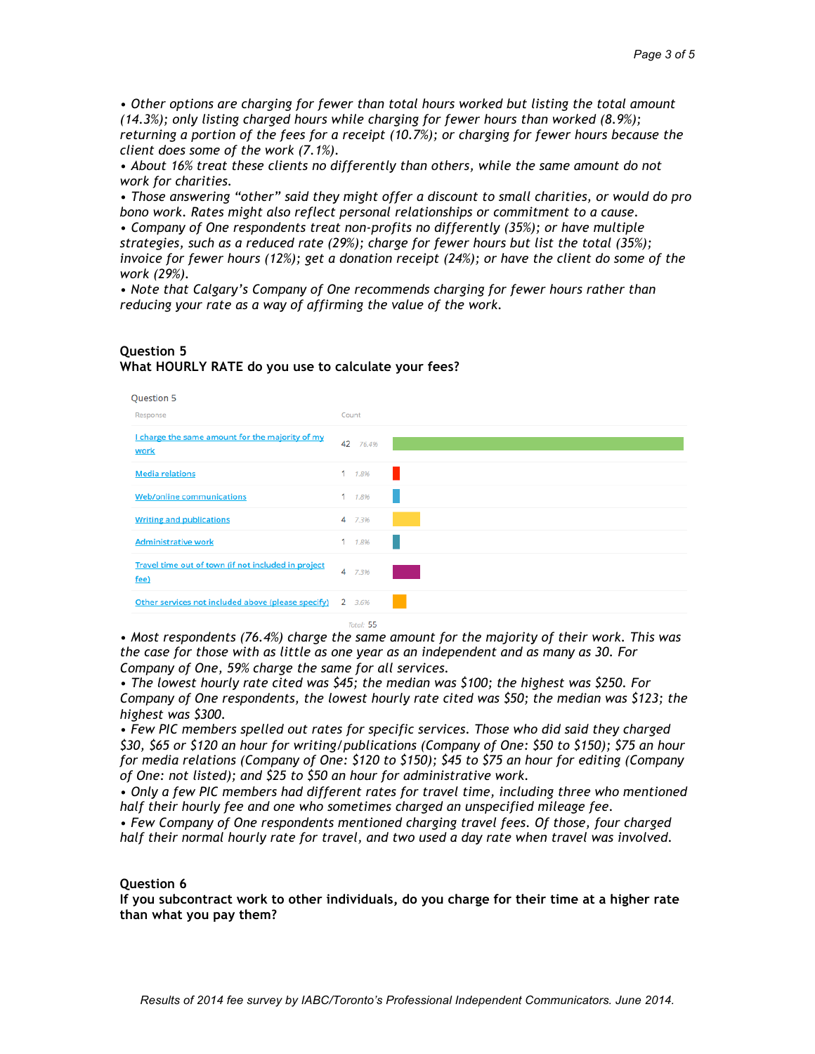- *Other options are charging for fewer than total hours worked but listing the total amount (14.3%); only listing charged hours while charging for fewer hours than worked (8.9%); returning a portion of the fees for a receipt (10.7%); or charging for fewer hours because the client does some of the work (7.1%).*
- *About 16% treat these clients no differently than others, while the same amount do not work for charities.*
- *Those answering "other" said they might offer a discount to small charities, or would do pro bono work. Rates might also reflect personal relationships or commitment to a cause.*
- *Company of One respondents treat non-profits no differently (35%); or have multiple strategies, such as a reduced rate (29%); charge for fewer hours but list the total (35%); invoice for fewer hours (12%); get a donation receipt (24%); or have the client do some of the work (29%).*
- *Note that Calgary's Company of One recommends charging for fewer hours rather than reducing your rate as a way of affirming the value of the work.*

**Question 5**
**What HOURLY RATE do you use to calculate your fees?**

Question 5

| Response | Count | % |
|---|---|---|
| I charge the same amount for the majority of my work | 42 | 76.4% |
| Media relations | 1 | 1.8% |
| Web/online communications | 1 | 1.8% |
| Writing and publications | 4 | 7.3% |
| Administrative work | 1 | 1.8% |
| Travel time out of town (if not included in project fee) | 4 | 7.3% |
| Other services not included above (please specify) | 2 | 3.6% |
| Total: 55 | | |

- *Most respondents (76.4%) charge the same amount for the majority of their work. This was the case for those with as little as one year as an independent and as many as 30. For Company of One, 59% charge the same for all services.*
- *The lowest hourly rate cited was $45; the median was $100; the highest was $250. For Company of One respondents, the lowest hourly rate cited was $50; the median was $123; the highest was $300.*
- *Few PIC members spelled out rates for specific services. Those who did said they charged $30, $65 or $120 an hour for writing/publications (Company of One: $50 to $150); $75 an hour for media relations (Company of One: $120 to $150); $45 to $75 an hour for editing (Company of One: not listed); and $25 to $50 an hour for administrative work.*
- *Only a few PIC members had different rates for travel time, including three who mentioned half their hourly fee and one who sometimes charged an unspecified mileage fee.*
- *Few Company of One respondents mentioned charging travel fees. Of those, four charged half their normal hourly rate for travel, and two used a day rate when travel was involved.*

**Question 6**
**If you subcontract work to other individuals, do you charge for their time at a higher rate than what you pay them?**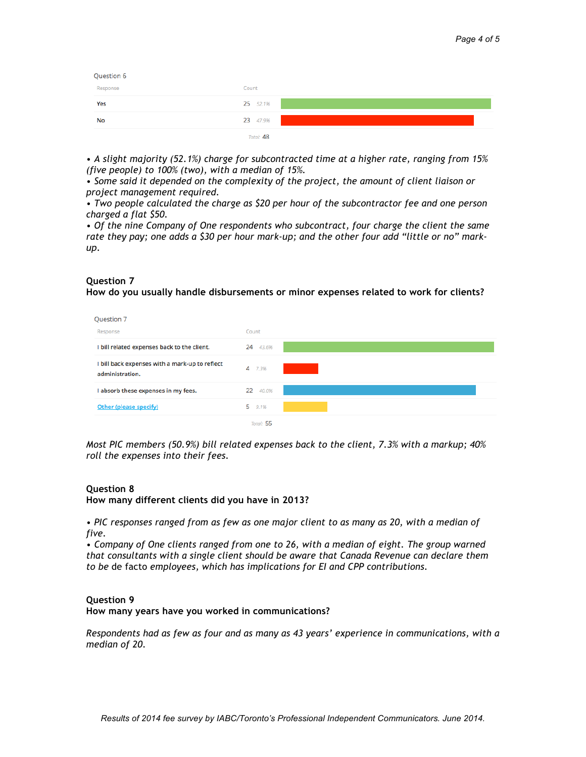Question 6

| Response | Count | |
|---|---|---|
| Yes | 25 | 52.1% |
| No | 23 | 47.9% |
| | Total: 48 | |

*• A slight majority (52.1%) charge for subcontracted time at a higher rate, ranging from 15% (five people) to 100% (two), with a median of 15%.*
*• Some said it depended on the complexity of the project, the amount of client liaison or project management required.*
*• Two people calculated the charge as $20 per hour of the subcontractor fee and one person charged a flat $50.*
*• Of the nine Company of One respondents who subcontract, four charge the client the same rate they pay; one adds a $30 per hour mark-up; and the other four add "little or no" mark-up.*

## Question 7
## How do you usually handle disbursements or minor expenses related to work for clients?

Question 7

| Response | Count | |
|---|---|---|
| I bill related expenses back to the client. | 24 | 43.6% |
| I bill back expenses with a mark-up to reflect administration. | 4 | 7.3% |
| I absorb these expenses in my fees. | 22 | 40.0% |
| Other (please specify) | 5 | 9.1% |
| | Total: 55 | |

*Most PIC members (50.9%) bill related expenses back to the client, 7.3% with a markup; 40% roll the expenses into their fees.*

## Question 8
## How many different clients did you have in 2013?

*• PIC responses ranged from as few as one major client to as many as 20, with a median of five.*
*• Company of One clients ranged from one to 26, with a median of eight. The group warned that consultants with a single client should be aware that Canada Revenue can declare them to be* de facto *employees, which has implications for EI and CPP contributions.*

## Question 9
## How many years have you worked in communications?

*Respondents had as few as four and as many as 43 years' experience in communications, with a median of 20.*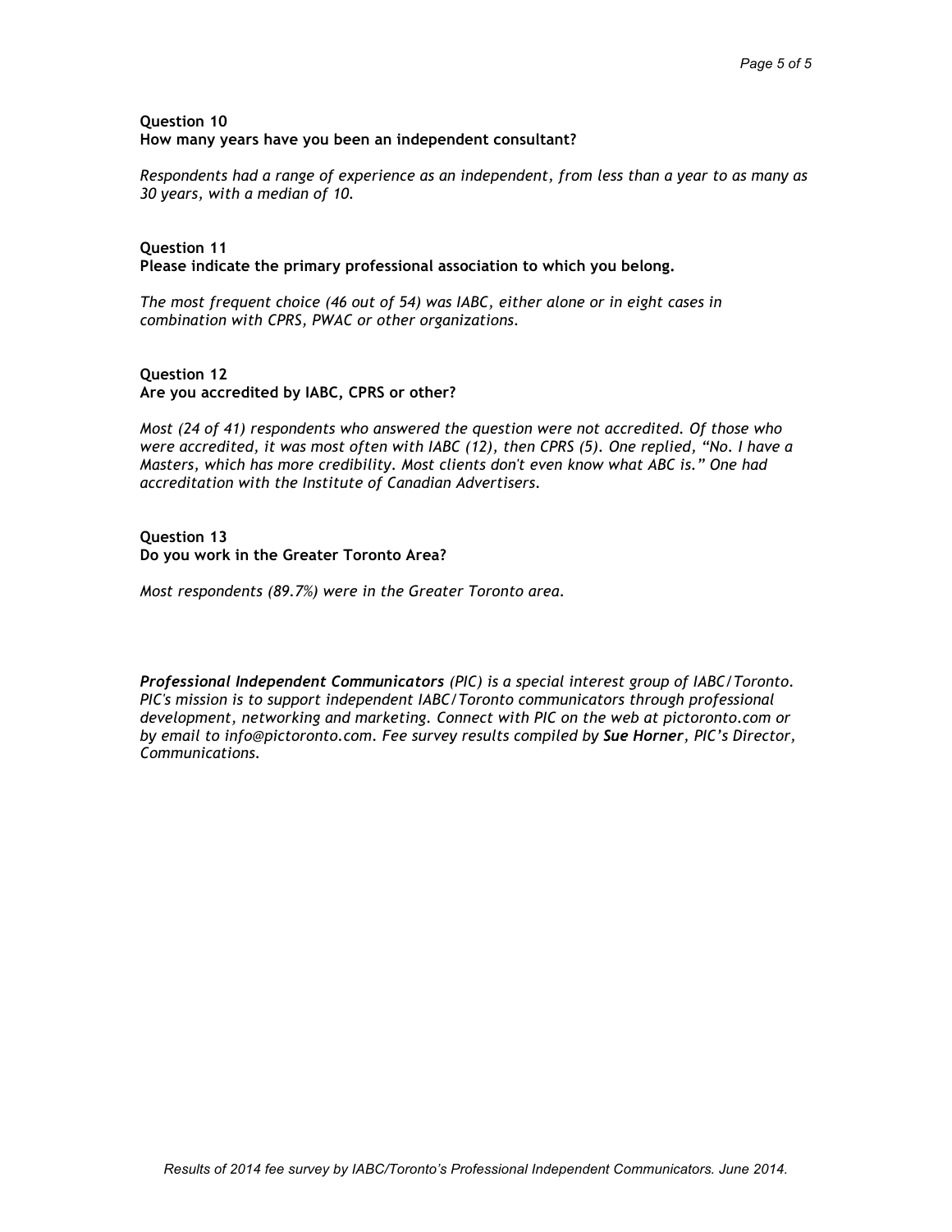**Question 10**
**How many years have you been an independent consultant?**

*Respondents had a range of experience as an independent, from less than a year to as many as 30 years, with a median of 10.*

**Question 11**
**Please indicate the primary professional association to which you belong.**

*The most frequent choice (46 out of 54) was IABC, either alone or in eight cases in combination with CPRS, PWAC or other organizations.*

**Question 12**
**Are you accredited by IABC, CPRS or other?**

*Most (24 of 41) respondents who answered the question were not accredited. Of those who were accredited, it was most often with IABC (12), then CPRS (5). One replied, "No. I have a Masters, which has more credibility. Most clients don't even know what ABC is." One had accreditation with the Institute of Canadian Advertisers.*

**Question 13**
**Do you work in the Greater Toronto Area?**

*Most respondents (89.7%) were in the Greater Toronto area.*

***Professional Independent Communicators** (PIC) is a special interest group of IABC/Toronto. PIC's mission is to support independent IABC/Toronto communicators through professional development, networking and marketing. Connect with PIC on the web at pictoronto.com or by email to info@pictoronto.com. Fee survey results compiled by **Sue Horner**, PIC's Director, Communications.*